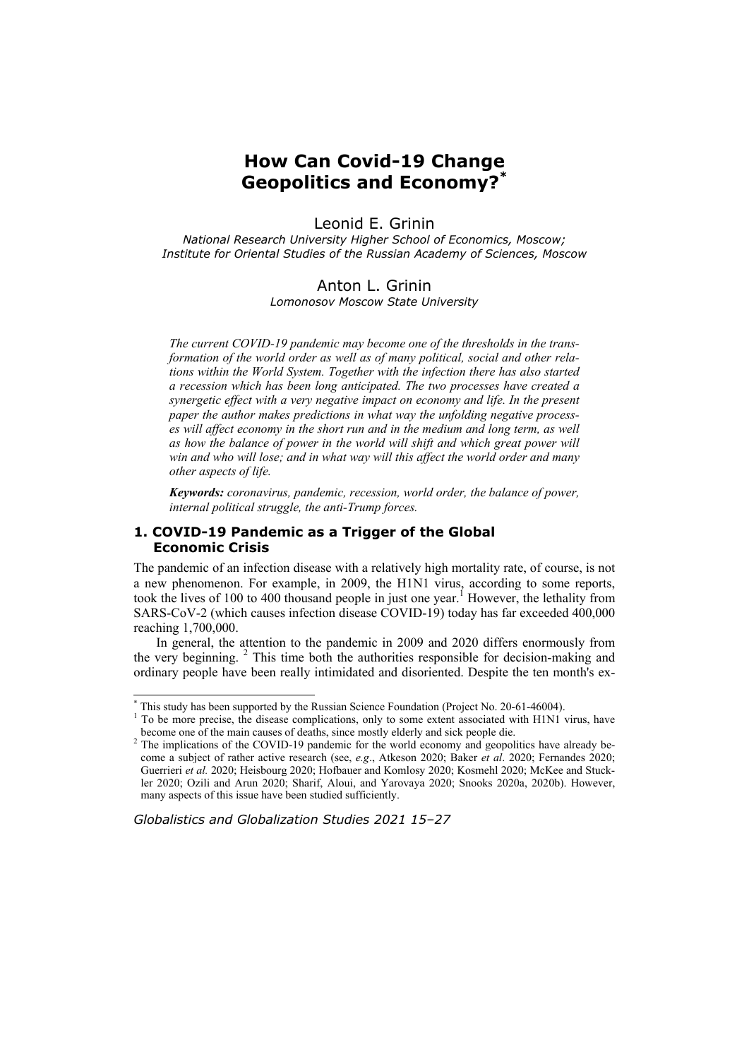# How Can Covid-19 Change Geopolitics and Economy?[*]

Leonid E. Grinin

*National Research University Higher School of Economics, Moscow; Institute for Oriental Studies of the Russian Academy of Sciences, Moscow*

Anton L. Grinin

*Lomonosov Moscow State University*

*The current COVID-19 pandemic may become one of the thresholds in the transformation of the world order as well as of many political, social and other relations within the World System. Together with the infection there has also started a recession which has been long anticipated. The two processes have created a synergetic effect with a very negative impact on economy and life. In the present paper the author makes predictions in what way the unfolding negative processes will affect economy in the short run and in the medium and long term, as well as how the balance of power in the world will shift and which great power will win and who will lose; and in what way will this affect the world order and many other aspects of life.*

***Keywords:*** *coronavirus, pandemic, recession, world order, the balance of power, internal political struggle, the anti-Trump forces.*

## 1. COVID-19 Pandemic as a Trigger of the Global Economic Crisis

The pandemic of an infection disease with a relatively high mortality rate, of course, is not a new phenomenon. For example, in 2009, the H1N1 virus, according to some reports, took the lives of 100 to 400 thousand people in just one year.[1] However, the lethality from SARS-CoV-2 (which causes infection disease COVID-19) today has far exceeded 400,000 reaching 1,700,000.

In general, the attention to the pandemic in 2009 and 2020 differs enormously from the very beginning. [2] This time both the authorities responsible for decision-making and ordinary people have been really intimidated and disoriented. Despite the ten month's ex-

[*] This study has been supported by the Russian Science Foundation (Project No. 20-61-46004).

[1] To be more precise, the disease complications, only to some extent associated with H1N1 virus, have become one of the main causes of deaths, since mostly elderly and sick people die.

[2] The implications of the COVID-19 pandemic for the world economy and geopolitics have already become a subject of rather active research (see, *e.g*., Atkeson 2020; Baker *et al*. 2020; Fernandes 2020; Guerrieri *et al.* 2020; Heisbourg 2020; Hofbauer and Komlosy 2020; Kosmehl 2020; McKee and Stuckler 2020; Ozili and Arun 2020; Sharif, Aloui, and Yarovaya 2020; Snooks 2020a, 2020b). However, many aspects of this issue have been studied sufficiently.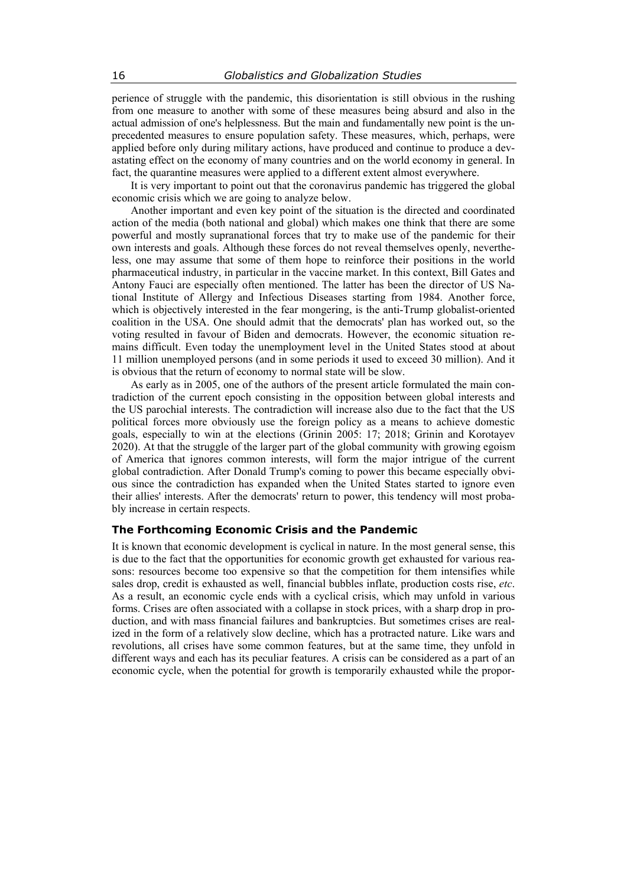perience of struggle with the pandemic, this disorientation is still obvious in the rushing from one measure to another with some of these measures being absurd and also in the actual admission of one's helplessness. But the main and fundamentally new point is the unprecedented measures to ensure population safety. These measures, which, perhaps, were applied before only during military actions, have produced and continue to produce a devastating effect on the economy of many countries and on the world economy in general. In fact, the quarantine measures were applied to a different extent almost everywhere.

It is very important to point out that the coronavirus pandemic has triggered the global economic crisis which we are going to analyze below.

Another important and even key point of the situation is the directed and coordinated action of the media (both national and global) which makes one think that there are some powerful and mostly supranational forces that try to make use of the pandemic for their own interests and goals. Although these forces do not reveal themselves openly, nevertheless, one may assume that some of them hope to reinforce their positions in the world pharmaceutical industry, in particular in the vaccine market. In this context, Bill Gates and Antony Fauci are especially often mentioned. The latter has been the director of US National Institute of Allergy and Infectious Diseases starting from 1984. Another force, which is objectively interested in the fear mongering, is the anti-Trump globalist-oriented coalition in the USA. One should admit that the democrats' plan has worked out, so the voting resulted in favour of Biden and democrats. However, the economic situation remains difficult. Even today the unemployment level in the United States stood at about 11 million unemployed persons (and in some periods it used to exceed 30 million). And it is obvious that the return of economy to normal state will be slow.

As early as in 2005, one of the authors of the present article formulated the main contradiction of the current epoch consisting in the opposition between global interests and the US parochial interests. The contradiction will increase also due to the fact that the US political forces more obviously use the foreign policy as a means to achieve domestic goals, especially to win at the elections (Grinin 2005: 17; 2018; Grinin and Korotayev 2020). At that the struggle of the larger part of the global community with growing egoism of America that ignores common interests, will form the major intrigue of the current global contradiction. After Donald Trump's coming to power this became especially obvious since the contradiction has expanded when the United States started to ignore even their allies' interests. After the democrats' return to power, this tendency will most probably increase in certain respects.

### The Forthcoming Economic Crisis and the Pandemic

It is known that economic development is cyclical in nature. In the most general sense, this is due to the fact that the opportunities for economic growth get exhausted for various reasons: resources become too expensive so that the competition for them intensifies while sales drop, credit is exhausted as well, financial bubbles inflate, production costs rise, *etc*. As a result, an economic cycle ends with a cyclical crisis, which may unfold in various forms. Crises are often associated with a collapse in stock prices, with a sharp drop in production, and with mass financial failures and bankruptcies. But sometimes crises are realized in the form of a relatively slow decline, which has a protracted nature. Like wars and revolutions, all crises have some common features, but at the same time, they unfold in different ways and each has its peculiar features. A crisis can be considered as a part of an economic cycle, when the potential for growth is temporarily exhausted while the propor-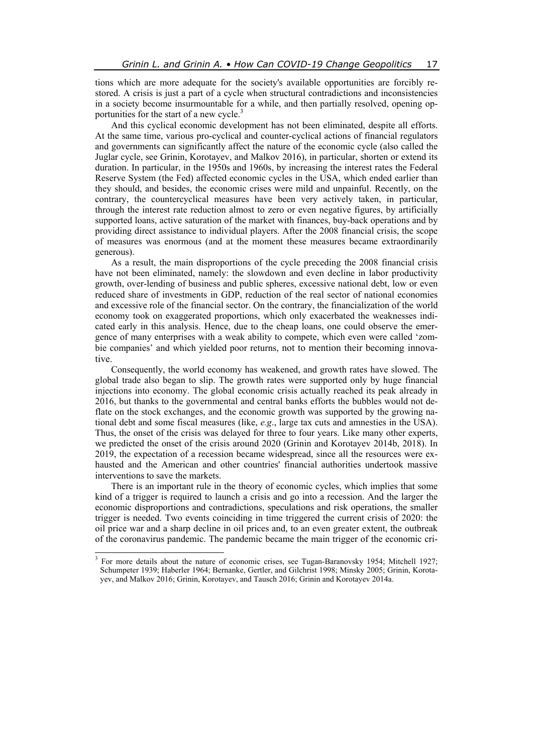tions which are more adequate for the society's available opportunities are forcibly restored. A crisis is just a part of a cycle when structural contradictions and inconsistencies in a society become insurmountable for a while, and then partially resolved, opening opportunities for the start of a new cycle.[3]

And this cyclical economic development has not been eliminated, despite all efforts. At the same time, various pro-cyclical and counter-cyclical actions of financial regulators and governments can significantly affect the nature of the economic cycle (also called the Juglar cycle, see Grinin, Korotayev, and Malkov 2016), in particular, shorten or extend its duration. In particular, in the 1950s and 1960s, by increasing the interest rates the Federal Reserve System (the Fed) affected economic cycles in the USA, which ended earlier than they should, and besides, the economic crises were mild and unpainful. Recently, on the contrary, the countercyclical measures have been very actively taken, in particular, through the interest rate reduction almost to zero or even negative figures, by artificially supported loans, active saturation of the market with finances, buy-back operations and by providing direct assistance to individual players. After the 2008 financial crisis, the scope of measures was enormous (and at the moment these measures became extraordinarily generous).

As a result, the main disproportions of the cycle preceding the 2008 financial crisis have not been eliminated, namely: the slowdown and even decline in labor productivity growth, over-lending of business and public spheres, excessive national debt, low or even reduced share of investments in GDP, reduction of the real sector of national economies and excessive role of the financial sector. On the contrary, the financialization of the world economy took on exaggerated proportions, which only exacerbated the weaknesses indicated early in this analysis. Hence, due to the cheap loans, one could observe the emergence of many enterprises with a weak ability to compete, which even were called 'zombie companies' and which yielded poor returns, not to mention their becoming innovative.

Consequently, the world economy has weakened, and growth rates have slowed. The global trade also began to slip. The growth rates were supported only by huge financial injections into economy. The global economic crisis actually reached its peak already in 2016, but thanks to the governmental and central banks efforts the bubbles would not deflate on the stock exchanges, and the economic growth was supported by the growing national debt and some fiscal measures (like, *e.g*., large tax cuts and amnesties in the USA). Thus, the onset of the crisis was delayed for three to four years. Like many other experts, we predicted the onset of the crisis around 2020 (Grinin and Korotayev 2014b, 2018). In 2019, the expectation of a recession became widespread, since all the resources were exhausted and the American and other countries' financial authorities undertook massive interventions to save the markets.

There is an important rule in the theory of economic cycles, which implies that some kind of a trigger is required to launch a crisis and go into a recession. And the larger the economic disproportions and contradictions, speculations and risk operations, the smaller trigger is needed. Two events coinciding in time triggered the current crisis of 2020: the oil price war and a sharp decline in oil prices and, to an even greater extent, the outbreak of the coronavirus pandemic. The pandemic became the main trigger of the economic cri-

[3] For more details about the nature of economic crises, see Tugan-Baranovsky 1954; Mitchell 1927; Schumpeter 1939; Haberler 1964; Bernanke, Gertler, and Gilchrist 1998; Minsky 2005; Grinin, Korotayev, and Malkov 2016; Grinin, Korotayev, and Tausch 2016; Grinin and Korotayev 2014a.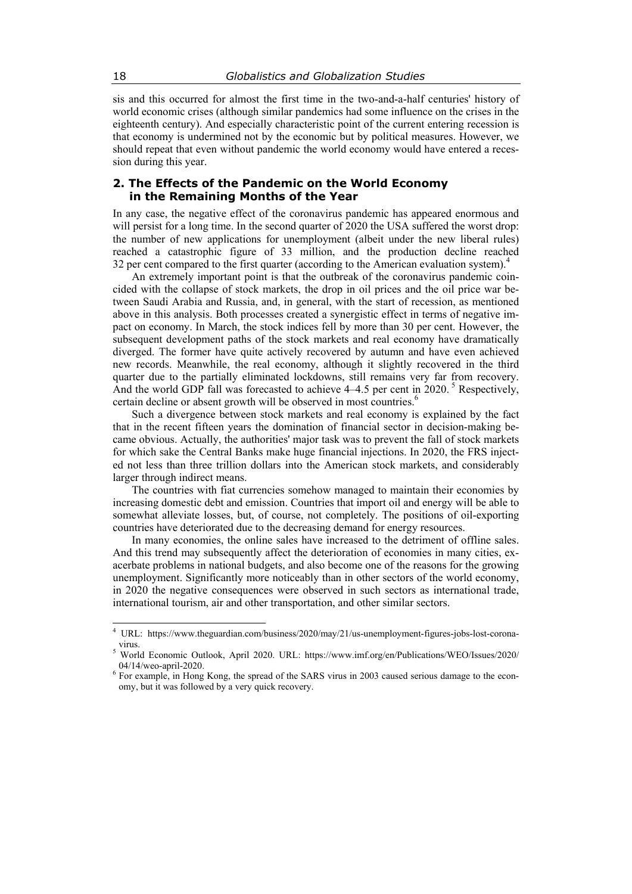sis and this occurred for almost the first time in the two-and-a-half centuries' history of world economic crises (although similar pandemics had some influence on the crises in the eighteenth century). And especially characteristic point of the current entering recession is that economy is undermined not by the economic but by political measures. However, we should repeat that even without pandemic the world economy would have entered a recession during this year.

## 2. The Effects of the Pandemic on the World Economy in the Remaining Months of the Year

In any case, the negative effect of the coronavirus pandemic has appeared enormous and will persist for a long time. In the second quarter of 2020 the USA suffered the worst drop: the number of new applications for unemployment (albeit under the new liberal rules) reached a catastrophic figure of 33 million, and the production decline reached 32 per cent compared to the first quarter (according to the American evaluation system).[4]

An extremely important point is that the outbreak of the coronavirus pandemic coincided with the collapse of stock markets, the drop in oil prices and the oil price war between Saudi Arabia and Russia, and, in general, with the start of recession, as mentioned above in this analysis. Both processes created a synergistic effect in terms of negative impact on economy. In March, the stock indices fell by more than 30 per cent. However, the subsequent development paths of the stock markets and real economy have dramatically diverged. The former have quite actively recovered by autumn and have even achieved new records. Meanwhile, the real economy, although it slightly recovered in the third quarter due to the partially eliminated lockdowns, still remains very far from recovery. And the world GDP fall was forecasted to achieve 4–4.5 per cent in 2020.[5] Respectively, certain decline or absent growth will be observed in most countries.[6]

Such a divergence between stock markets and real economy is explained by the fact that in the recent fifteen years the domination of financial sector in decision-making became obvious. Actually, the authorities' major task was to prevent the fall of stock markets for which sake the Central Banks make huge financial injections. In 2020, the FRS injected not less than three trillion dollars into the American stock markets, and considerably larger through indirect means.

The countries with fiat currencies somehow managed to maintain their economies by increasing domestic debt and emission. Countries that import oil and energy will be able to somewhat alleviate losses, but, of course, not completely. The positions of oil-exporting countries have deteriorated due to the decreasing demand for energy resources.

In many economies, the online sales have increased to the detriment of offline sales. And this trend may subsequently affect the deterioration of economies in many cities, exacerbate problems in national budgets, and also become one of the reasons for the growing unemployment. Significantly more noticeably than in other sectors of the world economy, in 2020 the negative consequences were observed in such sectors as international trade, international tourism, air and other transportation, and other similar sectors.

---

[4] URL: https://www.theguardian.com/business/2020/may/21/us-unemployment-figures-jobs-lost-coronavirus.

[5] World Economic Outlook, April 2020. URL: https://www.imf.org/en/Publications/WEO/Issues/2020/04/14/weo-april-2020.

[6] For example, in Hong Kong, the spread of the SARS virus in 2003 caused serious damage to the economy, but it was followed by a very quick recovery.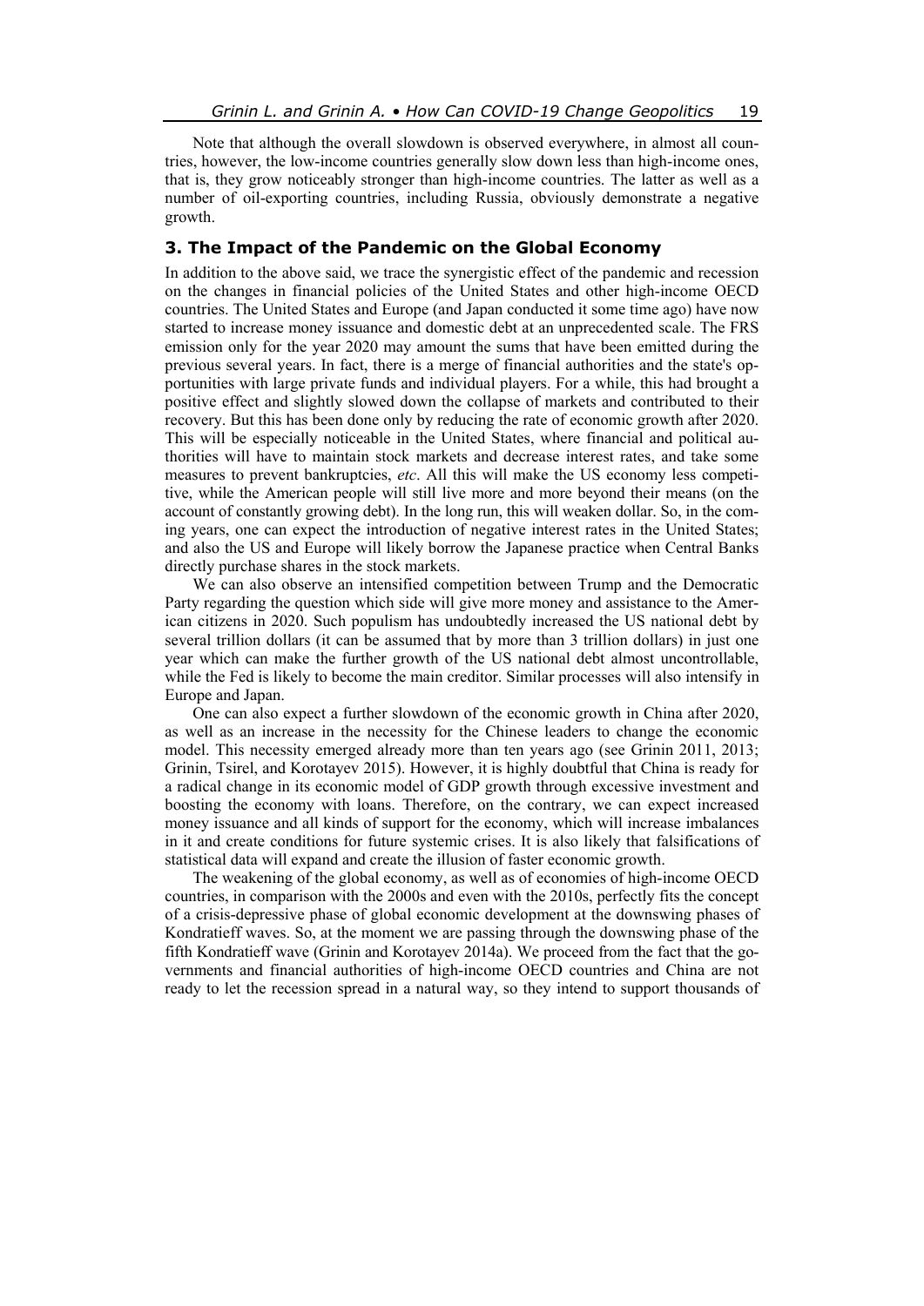Note that although the overall slowdown is observed everywhere, in almost all countries, however, the low-income countries generally slow down less than high-income ones, that is, they grow noticeably stronger than high-income countries. The latter as well as a number of oil-exporting countries, including Russia, obviously demonstrate a negative growth.

## 3. The Impact of the Pandemic on the Global Economy

In addition to the above said, we trace the synergistic effect of the pandemic and recession on the changes in financial policies of the United States and other high-income OECD countries. The United States and Europe (and Japan conducted it some time ago) have now started to increase money issuance and domestic debt at an unprecedented scale. The FRS emission only for the year 2020 may amount the sums that have been emitted during the previous several years. In fact, there is a merge of financial authorities and the state's opportunities with large private funds and individual players. For a while, this had brought a positive effect and slightly slowed down the collapse of markets and contributed to their recovery. But this has been done only by reducing the rate of economic growth after 2020. This will be especially noticeable in the United States, where financial and political authorities will have to maintain stock markets and decrease interest rates, and take some measures to prevent bankruptcies, *etc*. All this will make the US economy less competitive, while the American people will still live more and more beyond their means (on the account of constantly growing debt). In the long run, this will weaken dollar. So, in the coming years, one can expect the introduction of negative interest rates in the United States; and also the US and Europe will likely borrow the Japanese practice when Central Banks directly purchase shares in the stock markets.

We can also observe an intensified competition between Trump and the Democratic Party regarding the question which side will give more money and assistance to the American citizens in 2020. Such populism has undoubtedly increased the US national debt by several trillion dollars (it can be assumed that by more than 3 trillion dollars) in just one year which can make the further growth of the US national debt almost uncontrollable, while the Fed is likely to become the main creditor. Similar processes will also intensify in Europe and Japan.

One can also expect a further slowdown of the economic growth in China after 2020, as well as an increase in the necessity for the Chinese leaders to change the economic model. This necessity emerged already more than ten years ago (see Grinin 2011, 2013; Grinin, Tsirel, and Korotayev 2015). However, it is highly doubtful that China is ready for a radical change in its economic model of GDP growth through excessive investment and boosting the economy with loans. Therefore, on the contrary, we can expect increased money issuance and all kinds of support for the economy, which will increase imbalances in it and create conditions for future systemic crises. It is also likely that falsifications of statistical data will expand and create the illusion of faster economic growth.

The weakening of the global economy, as well as of economies of high-income OECD countries, in comparison with the 2000s and even with the 2010s, perfectly fits the concept of a crisis-depressive phase of global economic development at the downswing phases of Kondratieff waves. So, at the moment we are passing through the downswing phase of the fifth Kondratieff wave (Grinin and Korotayev 2014a). We proceed from the fact that the governments and financial authorities of high-income OECD countries and China are not ready to let the recession spread in a natural way, so they intend to support thousands of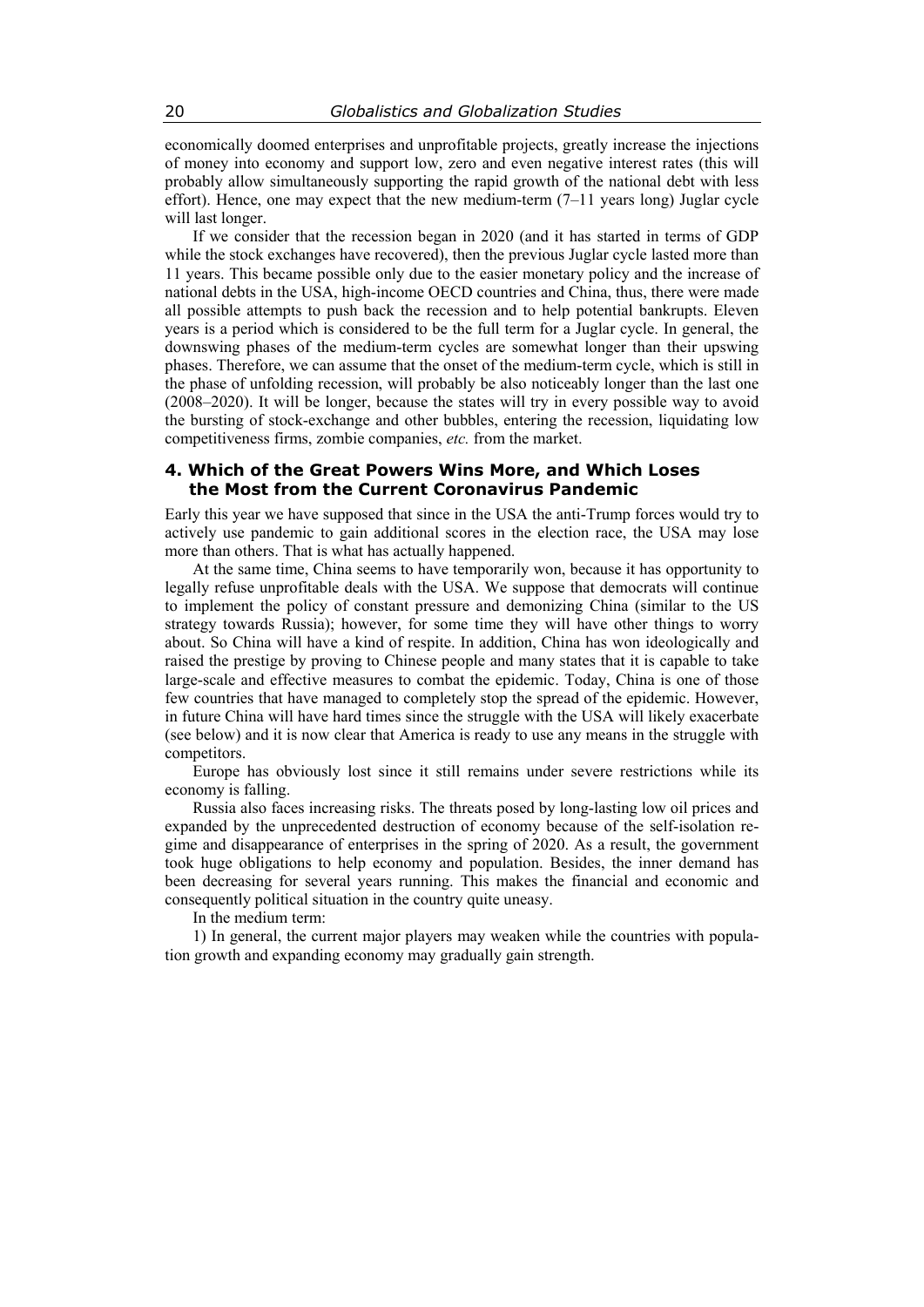economically doomed enterprises and unprofitable projects, greatly increase the injections of money into economy and support low, zero and even negative interest rates (this will probably allow simultaneously supporting the rapid growth of the national debt with less effort). Hence, one may expect that the new medium-term (7–11 years long) Juglar cycle will last longer.

If we consider that the recession began in 2020 (and it has started in terms of GDP while the stock exchanges have recovered), then the previous Juglar cycle lasted more than 11 years. This became possible only due to the easier monetary policy and the increase of national debts in the USA, high-income OECD countries and China, thus, there were made all possible attempts to push back the recession and to help potential bankrupts. Eleven years is a period which is considered to be the full term for a Juglar cycle. In general, the downswing phases of the medium-term cycles are somewhat longer than their upswing phases. Therefore, we can assume that the onset of the medium-term cycle, which is still in the phase of unfolding recession, will probably be also noticeably longer than the last one (2008–2020). It will be longer, because the states will try in every possible way to avoid the bursting of stock-exchange and other bubbles, entering the recession, liquidating low competitiveness firms, zombie companies, *etc.* from the market.

## 4. Which of the Great Powers Wins More, and Which Loses the Most from the Current Coronavirus Pandemic

Early this year we have supposed that since in the USA the anti-Trump forces would try to actively use pandemic to gain additional scores in the election race, the USA may lose more than others. That is what has actually happened.

At the same time, China seems to have temporarily won, because it has opportunity to legally refuse unprofitable deals with the USA. We suppose that democrats will continue to implement the policy of constant pressure and demonizing China (similar to the US strategy towards Russia); however, for some time they will have other things to worry about. So China will have a kind of respite. In addition, China has won ideologically and raised the prestige by proving to Chinese people and many states that it is capable to take large-scale and effective measures to combat the epidemic. Today, China is one of those few countries that have managed to completely stop the spread of the epidemic. However, in future China will have hard times since the struggle with the USA will likely exacerbate (see below) and it is now clear that America is ready to use any means in the struggle with competitors.

Europe has obviously lost since it still remains under severe restrictions while its economy is falling.

Russia also faces increasing risks. The threats posed by long-lasting low oil prices and expanded by the unprecedented destruction of economy because of the self-isolation regime and disappearance of enterprises in the spring of 2020. As a result, the government took huge obligations to help economy and population. Besides, the inner demand has been decreasing for several years running. This makes the financial and economic and consequently political situation in the country quite uneasy.

In the medium term:

1) In general, the current major players may weaken while the countries with population growth and expanding economy may gradually gain strength.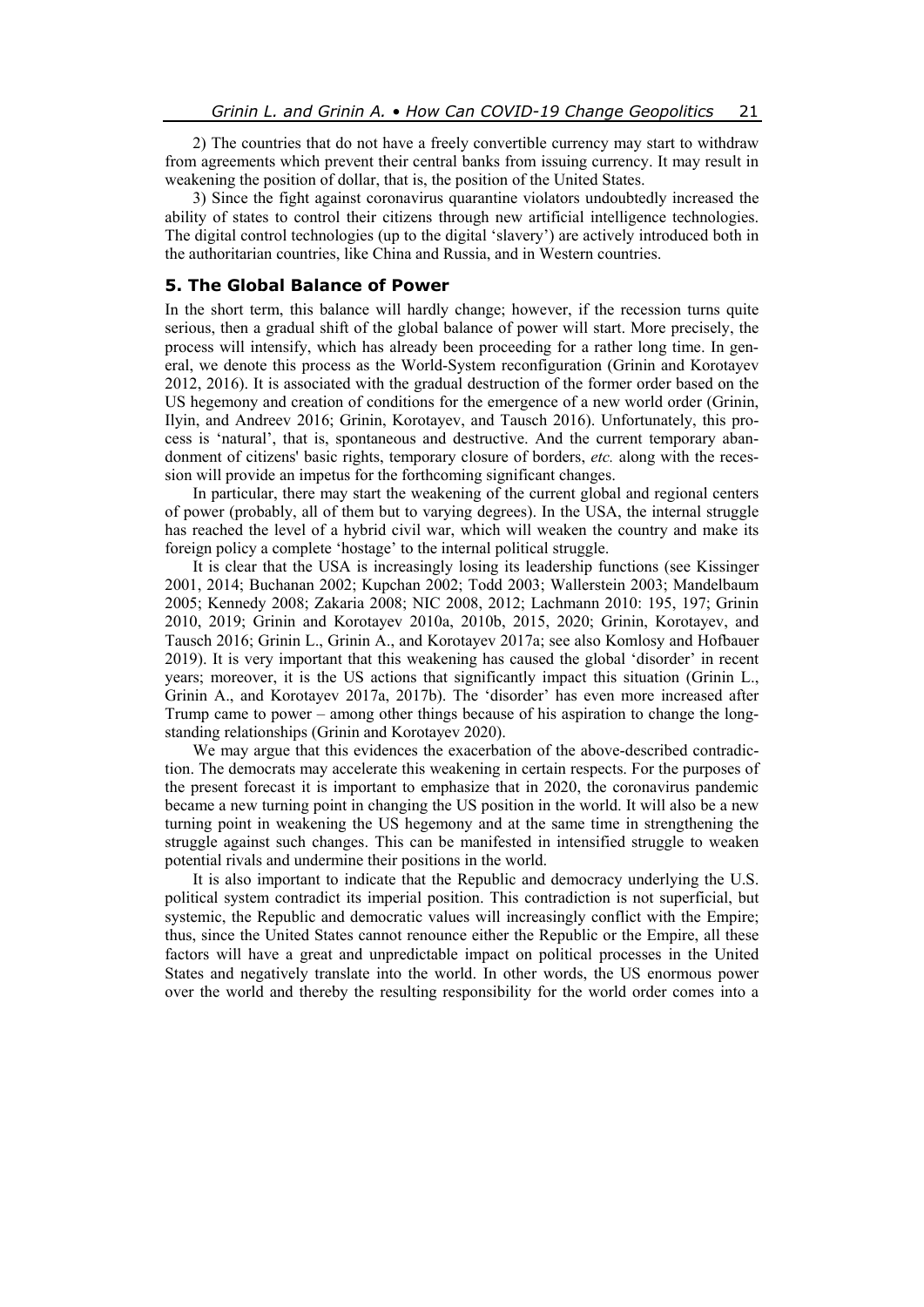2) The countries that do not have a freely convertible currency may start to withdraw from agreements which prevent their central banks from issuing currency. It may result in weakening the position of dollar, that is, the position of the United States.

3) Since the fight against coronavirus quarantine violators undoubtedly increased the ability of states to control their citizens through new artificial intelligence technologies. The digital control technologies (up to the digital 'slavery') are actively introduced both in the authoritarian countries, like China and Russia, and in Western countries.

## 5. The Global Balance of Power

In the short term, this balance will hardly change; however, if the recession turns quite serious, then a gradual shift of the global balance of power will start. More precisely, the process will intensify, which has already been proceeding for a rather long time. In general, we denote this process as the World-System reconfiguration (Grinin and Korotayev 2012, 2016). It is associated with the gradual destruction of the former order based on the US hegemony and creation of conditions for the emergence of a new world order (Grinin, Ilyin, and Andreev 2016; Grinin, Korotayev, and Tausch 2016). Unfortunately, this process is 'natural', that is, spontaneous and destructive. And the current temporary abandonment of citizens' basic rights, temporary closure of borders, *etc.* along with the recession will provide an impetus for the forthcoming significant changes.

In particular, there may start the weakening of the current global and regional centers of power (probably, all of them but to varying degrees). In the USA, the internal struggle has reached the level of a hybrid civil war, which will weaken the country and make its foreign policy a complete 'hostage' to the internal political struggle.

It is clear that the USA is increasingly losing its leadership functions (see Kissinger 2001, 2014; Buchanan 2002; Kupchan 2002; Todd 2003; Wallerstein 2003; Mandelbaum 2005; Kennedy 2008; Zakaria 2008; NIC 2008, 2012; Lachmann 2010: 195, 197; Grinin 2010, 2019; Grinin and Korotayev 2010a, 2010b, 2015, 2020; Grinin, Korotayev, and Tausch 2016; Grinin L., Grinin A., and Korotayev 2017a; see also Komlosy and Hofbauer 2019). It is very important that this weakening has caused the global 'disorder' in recent years; moreover, it is the US actions that significantly impact this situation (Grinin L., Grinin A., and Korotayev 2017a, 2017b). The 'disorder' has even more increased after Trump came to power – among other things because of his aspiration to change the long-standing relationships (Grinin and Korotayev 2020).

We may argue that this evidences the exacerbation of the above-described contradiction. The democrats may accelerate this weakening in certain respects. For the purposes of the present forecast it is important to emphasize that in 2020, the coronavirus pandemic became a new turning point in changing the US position in the world. It will also be a new turning point in weakening the US hegemony and at the same time in strengthening the struggle against such changes. This can be manifested in intensified struggle to weaken potential rivals and undermine their positions in the world.

It is also important to indicate that the Republic and democracy underlying the U.S. political system contradict its imperial position. This contradiction is not superficial, but systemic, the Republic and democratic values will increasingly conflict with the Empire; thus, since the United States cannot renounce either the Republic or the Empire, all these factors will have a great and unpredictable impact on political processes in the United States and negatively translate into the world. In other words, the US enormous power over the world and thereby the resulting responsibility for the world order comes into a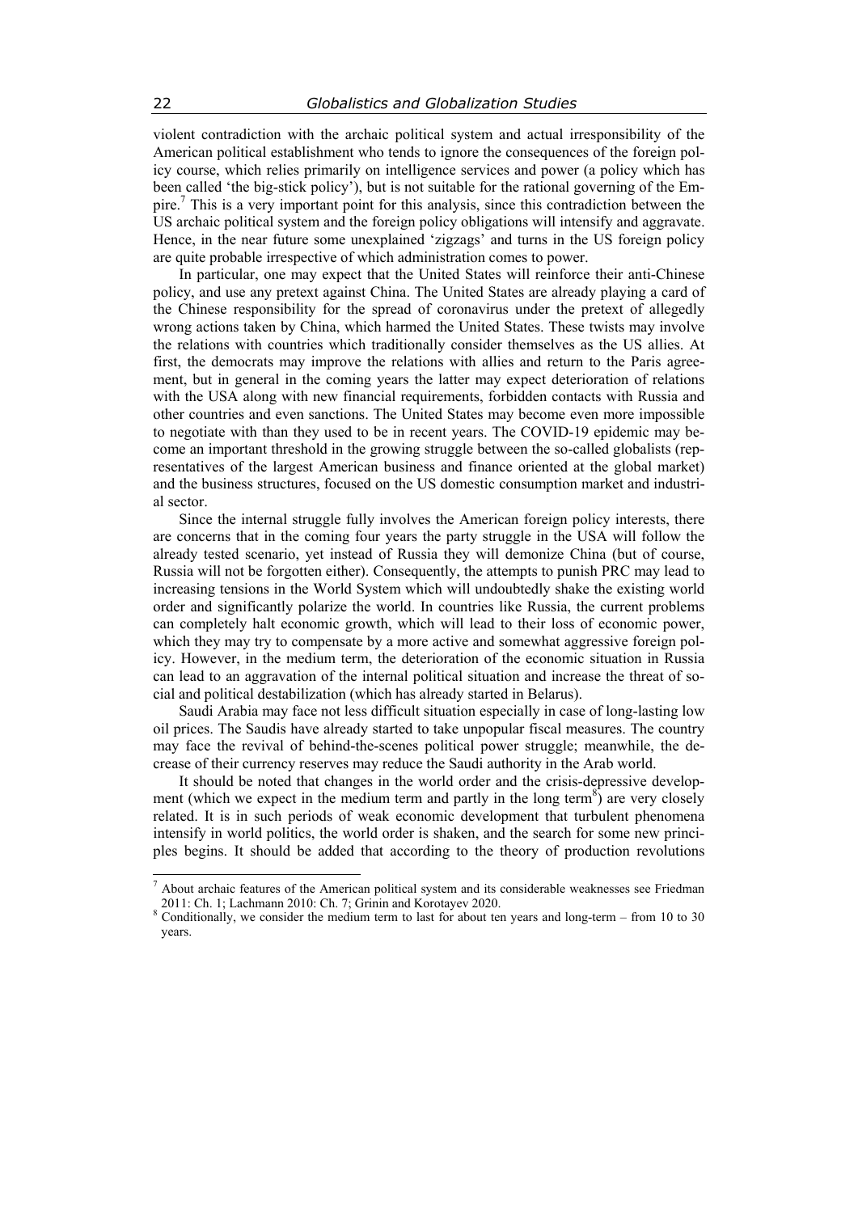violent contradiction with the archaic political system and actual irresponsibility of the American political establishment who tends to ignore the consequences of the foreign policy course, which relies primarily on intelligence services and power (a policy which has been called 'the big-stick policy'), but is not suitable for the rational governing of the Empire.[7] This is a very important point for this analysis, since this contradiction between the US archaic political system and the foreign policy obligations will intensify and aggravate. Hence, in the near future some unexplained 'zigzags' and turns in the US foreign policy are quite probable irrespective of which administration comes to power.

In particular, one may expect that the United States will reinforce their anti-Chinese policy, and use any pretext against China. The United States are already playing a card of the Chinese responsibility for the spread of coronavirus under the pretext of allegedly wrong actions taken by China, which harmed the United States. These twists may involve the relations with countries which traditionally consider themselves as the US allies. At first, the democrats may improve the relations with allies and return to the Paris agreement, but in general in the coming years the latter may expect deterioration of relations with the USA along with new financial requirements, forbidden contacts with Russia and other countries and even sanctions. The United States may become even more impossible to negotiate with than they used to be in recent years. The COVID-19 epidemic may become an important threshold in the growing struggle between the so-called globalists (representatives of the largest American business and finance oriented at the global market) and the business structures, focused on the US domestic consumption market and industrial sector.

Since the internal struggle fully involves the American foreign policy interests, there are concerns that in the coming four years the party struggle in the USA will follow the already tested scenario, yet instead of Russia they will demonize China (but of course, Russia will not be forgotten either). Consequently, the attempts to punish PRC may lead to increasing tensions in the World System which will undoubtedly shake the existing world order and significantly polarize the world. In countries like Russia, the current problems can completely halt economic growth, which will lead to their loss of economic power, which they may try to compensate by a more active and somewhat aggressive foreign policy. However, in the medium term, the deterioration of the economic situation in Russia can lead to an aggravation of the internal political situation and increase the threat of social and political destabilization (which has already started in Belarus).

Saudi Arabia may face not less difficult situation especially in case of long-lasting low oil prices. The Saudis have already started to take unpopular fiscal measures. The country may face the revival of behind-the-scenes political power struggle; meanwhile, the decrease of their currency reserves may reduce the Saudi authority in the Arab world.

It should be noted that changes in the world order and the crisis-depressive development (which we expect in the medium term and partly in the long term[8]) are very closely related. It is in such periods of weak economic development that turbulent phenomena intensify in world politics, the world order is shaken, and the search for some new principles begins. It should be added that according to the theory of production revolutions

---

[7] About archaic features of the American political system and its considerable weaknesses see Friedman 2011: Ch. 1; Lachmann 2010: Ch. 7; Grinin and Korotayev 2020.

[8] Conditionally, we consider the medium term to last for about ten years and long-term – from 10 to 30 years.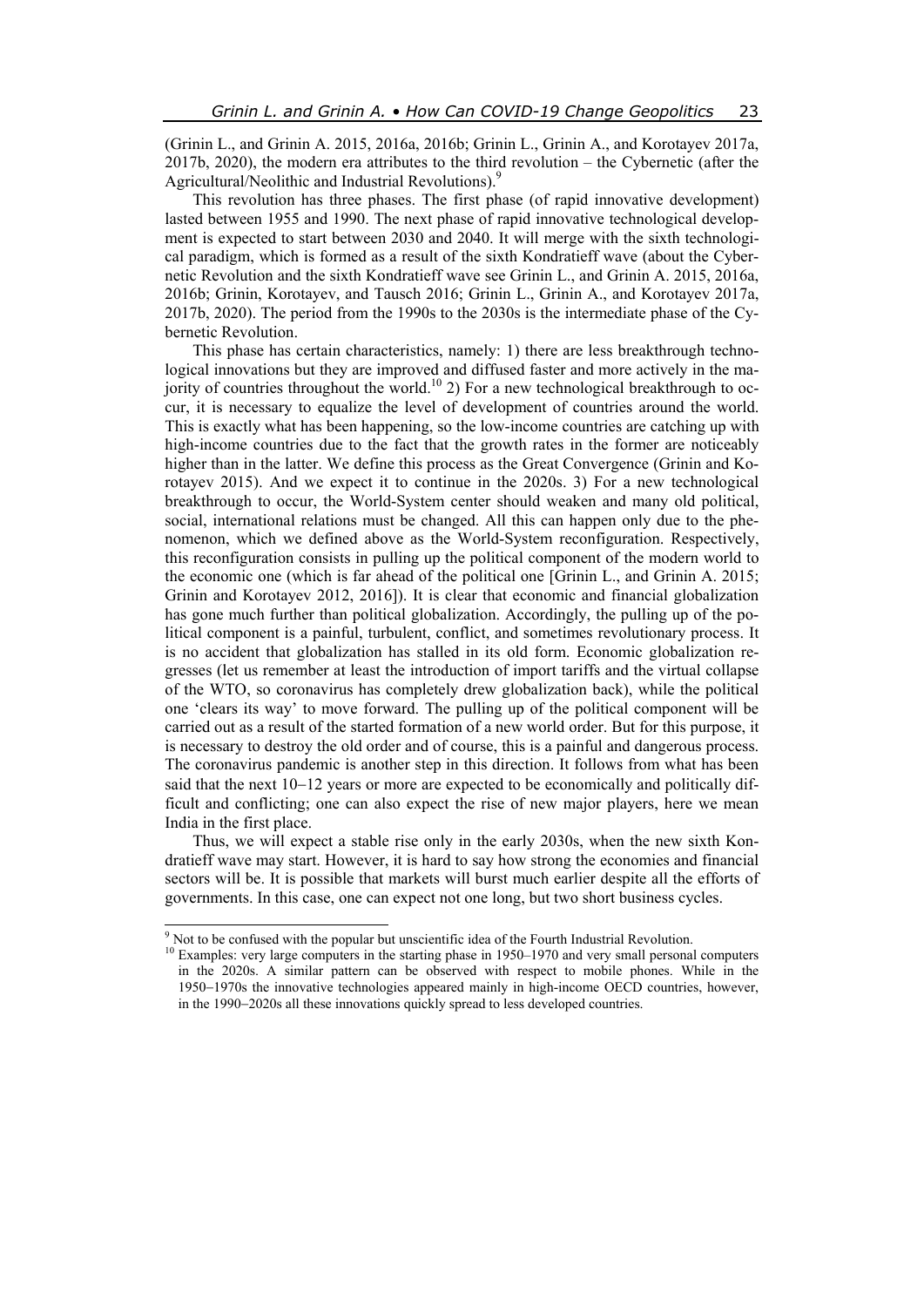(Grinin L., and Grinin A. 2015, 2016a, 2016b; Grinin L., Grinin A., and Korotayev 2017a, 2017b, 2020), the modern era attributes to the third revolution – the Cybernetic (after the Agricultural/Neolithic and Industrial Revolutions).[9]

This revolution has three phases. The first phase (of rapid innovative development) lasted between 1955 and 1990. The next phase of rapid innovative technological development is expected to start between 2030 and 2040. It will merge with the sixth technological paradigm, which is formed as a result of the sixth Kondratieff wave (about the Cybernetic Revolution and the sixth Kondratieff wave see Grinin L., and Grinin A. 2015, 2016a, 2016b; Grinin, Korotayev, and Tausch 2016; Grinin L., Grinin A., and Korotayev 2017a, 2017b, 2020). The period from the 1990s to the 2030s is the intermediate phase of the Cybernetic Revolution.

This phase has certain characteristics, namely: 1) there are less breakthrough technological innovations but they are improved and diffused faster and more actively in the majority of countries throughout the world.[10] 2) For a new technological breakthrough to occur, it is necessary to equalize the level of development of countries around the world. This is exactly what has been happening, so the low-income countries are catching up with high-income countries due to the fact that the growth rates in the former are noticeably higher than in the latter. We define this process as the Great Convergence (Grinin and Korotayev 2015). And we expect it to continue in the 2020s. 3) For a new technological breakthrough to occur, the World-System center should weaken and many old political, social, international relations must be changed. All this can happen only due to the phenomenon, which we defined above as the World-System reconfiguration. Respectively, this reconfiguration consists in pulling up the political component of the modern world to the economic one (which is far ahead of the political one [Grinin L., and Grinin A. 2015; Grinin and Korotayev 2012, 2016]). It is clear that economic and financial globalization has gone much further than political globalization. Accordingly, the pulling up of the political component is a painful, turbulent, conflict, and sometimes revolutionary process. It is no accident that globalization has stalled in its old form. Economic globalization regresses (let us remember at least the introduction of import tariffs and the virtual collapse of the WTO, so coronavirus has completely drew globalization back), while the political one 'clears its way' to move forward. The pulling up of the political component will be carried out as a result of the started formation of a new world order. But for this purpose, it is necessary to destroy the old order and of course, this is a painful and dangerous process. The coronavirus pandemic is another step in this direction. It follows from what has been said that the next 10–12 years or more are expected to be economically and politically difficult and conflicting; one can also expect the rise of new major players, here we mean India in the first place.

Thus, we will expect a stable rise only in the early 2030s, when the new sixth Kondratieff wave may start. However, it is hard to say how strong the economies and financial sectors will be. It is possible that markets will burst much earlier despite all the efforts of governments. In this case, one can expect not one long, but two short business cycles.

---

[9] Not to be confused with the popular but unscientific idea of the Fourth Industrial Revolution.

[10] Examples: very large computers in the starting phase in 1950–1970 and very small personal computers in the 2020s. A similar pattern can be observed with respect to mobile phones. While in the 1950–1970s the innovative technologies appeared mainly in high-income OECD countries, however, in the 1990–2020s all these innovations quickly spread to less developed countries.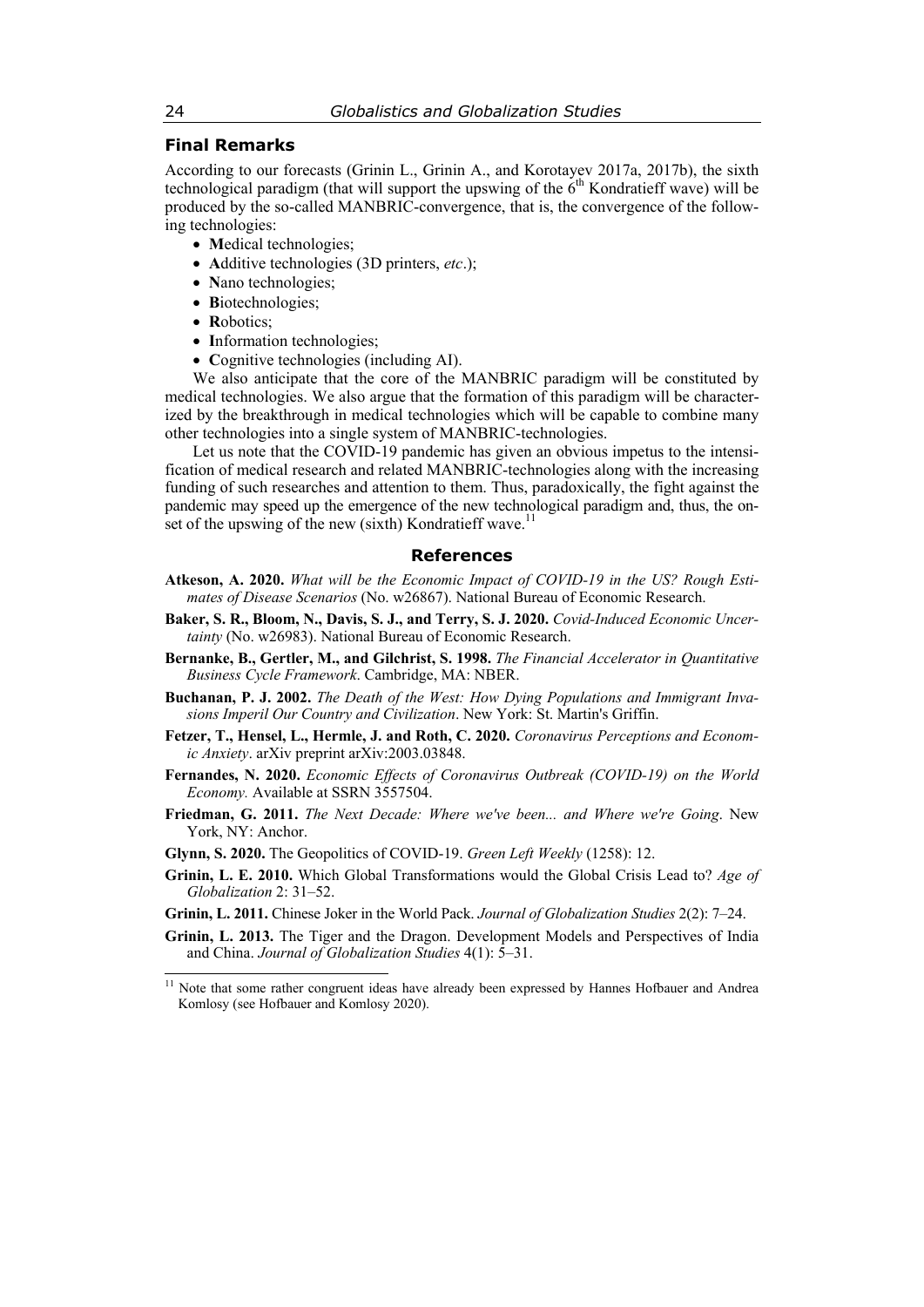## Final Remarks

According to our forecasts (Grinin L., Grinin A., and Korotayev 2017a, 2017b), the sixth technological paradigm (that will support the upswing of the 6th Kondratieff wave) will be produced by the so-called MANBRIC-convergence, that is, the convergence of the following technologies:

- **M**edical technologies;
- **A**dditive technologies (3D printers, *etc*.);
- **N**ano technologies;
- **B**iotechnologies;
- **R**obotics;
- **I**nformation technologies;
- **C**ognitive technologies (including AI).

We also anticipate that the core of the MANBRIC paradigm will be constituted by medical technologies. We also argue that the formation of this paradigm will be characterized by the breakthrough in medical technologies which will be capable to combine many other technologies into a single system of MANBRIC-technologies.

Let us note that the COVID-19 pandemic has given an obvious impetus to the intensification of medical research and related MANBRIC-technologies along with the increasing funding of such researches and attention to them. Thus, paradoxically, the fight against the pandemic may speed up the emergence of the new technological paradigm and, thus, the onset of the upswing of the new (sixth) Kondratieff wave.[11]

## References

**Atkeson, A. 2020.** *What will be the Economic Impact of COVID-19 in the US? Rough Estimates of Disease Scenarios* (No. w26867). National Bureau of Economic Research.

**Baker, S. R., Bloom, N., Davis, S. J., and Terry, S. J. 2020.** *Covid-Induced Economic Uncertainty* (No. w26983). National Bureau of Economic Research.

**Bernanke, B., Gertler, M., and Gilchrist, S. 1998.** *The Financial Accelerator in Quantitative Business Cycle Framework*. Cambridge, MA: NBER.

**Buchanan, P. J. 2002.** *The Death of the West: How Dying Populations and Immigrant Invasions Imperil Our Country and Civilization*. New York: St. Martin's Griffin.

**Fetzer, T., Hensel, L., Hermle, J. and Roth, C. 2020.** *Coronavirus Perceptions and Economic Anxiety*. arXiv preprint arXiv:2003.03848.

**Fernandes, N. 2020.** *Economic Effects of Coronavirus Outbreak (COVID-19) on the World Economy.* Available at SSRN 3557504.

**Friedman, G. 2011.** *The Next Decade: Where we've been... and Where we're Going*. New York, NY: Anchor.

**Glynn, S. 2020.** The Geopolitics of COVID-19. *Green Left Weekly* (1258): 12.

**Grinin, L. E. 2010.** Which Global Transformations would the Global Crisis Lead to? *Age of Globalization* 2: 31–52.

**Grinin, L. 2011.** Chinese Joker in the World Pack. *Journal of Globalization Studies* 2(2): 7–24.

**Grinin, L. 2013.** The Tiger and the Dragon. Development Models and Perspectives of India and China. *Journal of Globalization Studies* 4(1): 5–31.

[11] Note that some rather congruent ideas have already been expressed by Hannes Hofbauer and Andrea Komlosy (see Hofbauer and Komlosy 2020).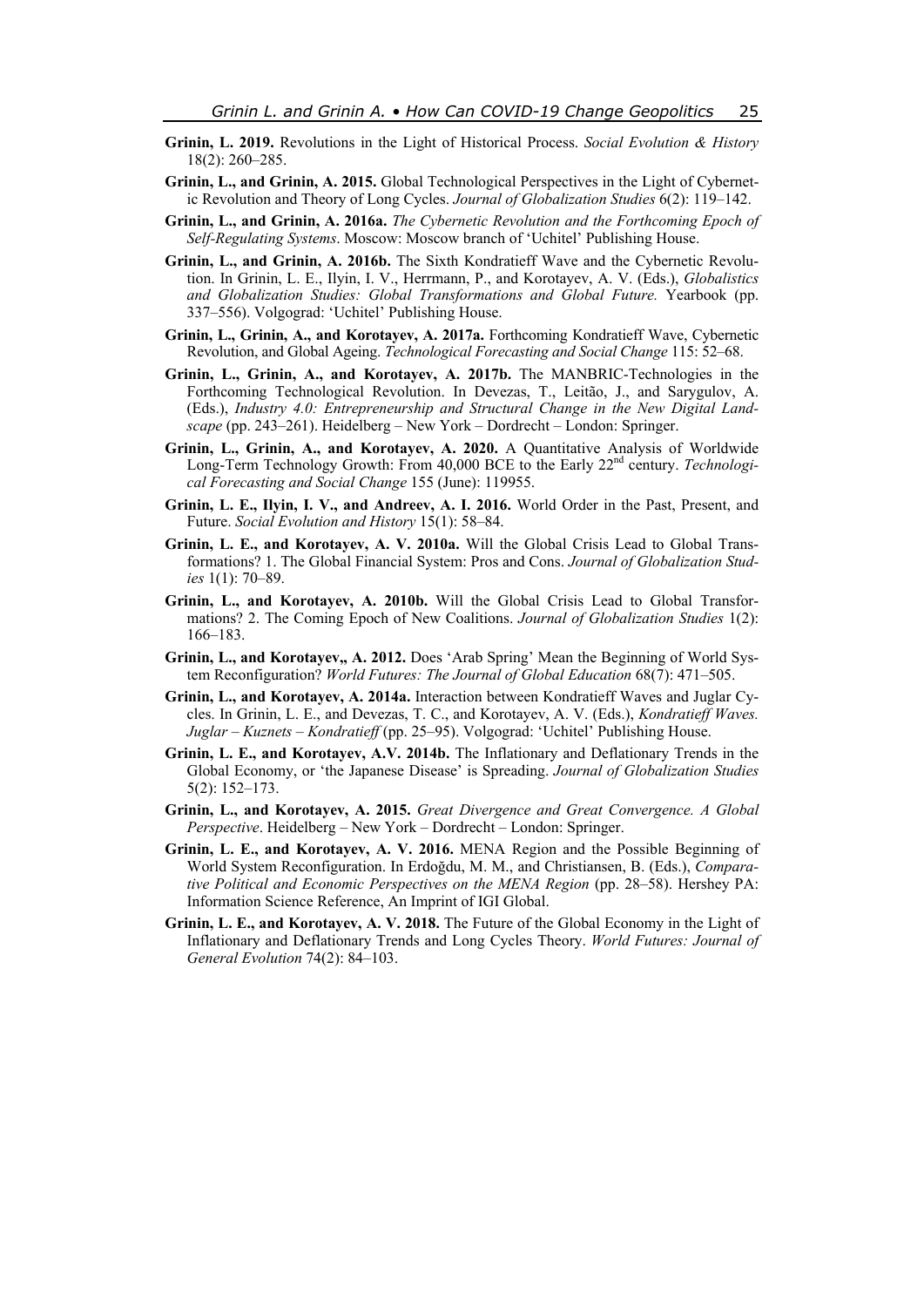**Grinin, L. 2019.** Revolutions in the Light of Historical Process. *Social Evolution & History* 18(2): 260–285.

**Grinin, L., and Grinin, A. 2015.** Global Technological Perspectives in the Light of Cybernetic Revolution and Theory of Long Cycles. *Journal of Globalization Studies* 6(2): 119–142.

**Grinin, L., and Grinin, A. 2016a.** *The Cybernetic Revolution and the Forthcoming Epoch of Self-Regulating Systems*. Moscow: Moscow branch of 'Uchitel' Publishing House.

**Grinin, L., and Grinin, A. 2016b.** The Sixth Kondratieff Wave and the Cybernetic Revolution. In Grinin, L. E., Ilyin, I. V., Herrmann, P., and Korotayev, A. V. (Eds.), *Globalistics and Globalization Studies: Global Transformations and Global Future.* Yearbook (pp. 337–556). Volgograd: 'Uchitel' Publishing House.

**Grinin, L., Grinin, A., and Korotayev, A. 2017a.** Forthcoming Kondratieff Wave, Cybernetic Revolution, and Global Ageing. *Technological Forecasting and Social Change* 115: 52–68.

**Grinin, L., Grinin, A., and Korotayev, A. 2017b.** The MANBRIC-Technologies in the Forthcoming Technological Revolution. In Devezas, T., Leitão, J., and Sarygulov, A. (Eds.), *Industry 4.0: Entrepreneurship and Structural Change in the New Digital Landscape* (pp. 243–261). Heidelberg – New York – Dordrecht – London: Springer.

**Grinin, L., Grinin, A., and Korotayev, A. 2020.** A Quantitative Analysis of Worldwide Long-Term Technology Growth: From 40,000 BCE to the Early 22nd century. *Technological Forecasting and Social Change* 155 (June): 119955.

**Grinin, L. E., Ilyin, I. V., and Andreev, A. I. 2016.** World Order in the Past, Present, and Future. *Social Evolution and History* 15(1): 58–84.

**Grinin, L. E., and Korotayev, A. V. 2010a.** Will the Global Crisis Lead to Global Transformations? 1. The Global Financial System: Pros and Cons. *Journal of Globalization Studies* 1(1): 70–89.

**Grinin, L., and Korotayev, A. 2010b.** Will the Global Crisis Lead to Global Transformations? 2. The Coming Epoch of New Coalitions. *Journal of Globalization Studies* 1(2): 166–183.

**Grinin, L., and Korotayev,, A. 2012.** Does 'Arab Spring' Mean the Beginning of World System Reconfiguration? *World Futures: The Journal of Global Education* 68(7): 471–505.

**Grinin, L., and Korotayev, A. 2014a.** Interaction between Kondratieff Waves and Juglar Cycles. In Grinin, L. E., and Devezas, T. C., and Korotayev, A. V. (Eds.), *Kondratieff Waves. Juglar – Kuznets – Kondratieff* (pp. 25–95). Volgograd: 'Uchitel' Publishing House.

**Grinin, L. E., and Korotayev, A.V. 2014b.** The Inflationary and Deflationary Trends in the Global Economy, or 'the Japanese Disease' is Spreading. *Journal of Globalization Studies* 5(2): 152–173.

**Grinin, L., and Korotayev, A. 2015.** *Great Divergence and Great Convergence. A Global Perspective*. Heidelberg – New York – Dordrecht – London: Springer.

**Grinin, L. E., and Korotayev, A. V. 2016.** MENA Region and the Possible Beginning of World System Reconfiguration. In Erdoğdu, M. M., and Christiansen, B. (Eds.), *Comparative Political and Economic Perspectives on the MENA Region* (pp. 28–58). Hershey PA: Information Science Reference, An Imprint of IGI Global.

**Grinin, L. E., and Korotayev, A. V. 2018.** The Future of the Global Economy in the Light of Inflationary and Deflationary Trends and Long Cycles Theory. *World Futures: Journal of General Evolution* 74(2): 84–103.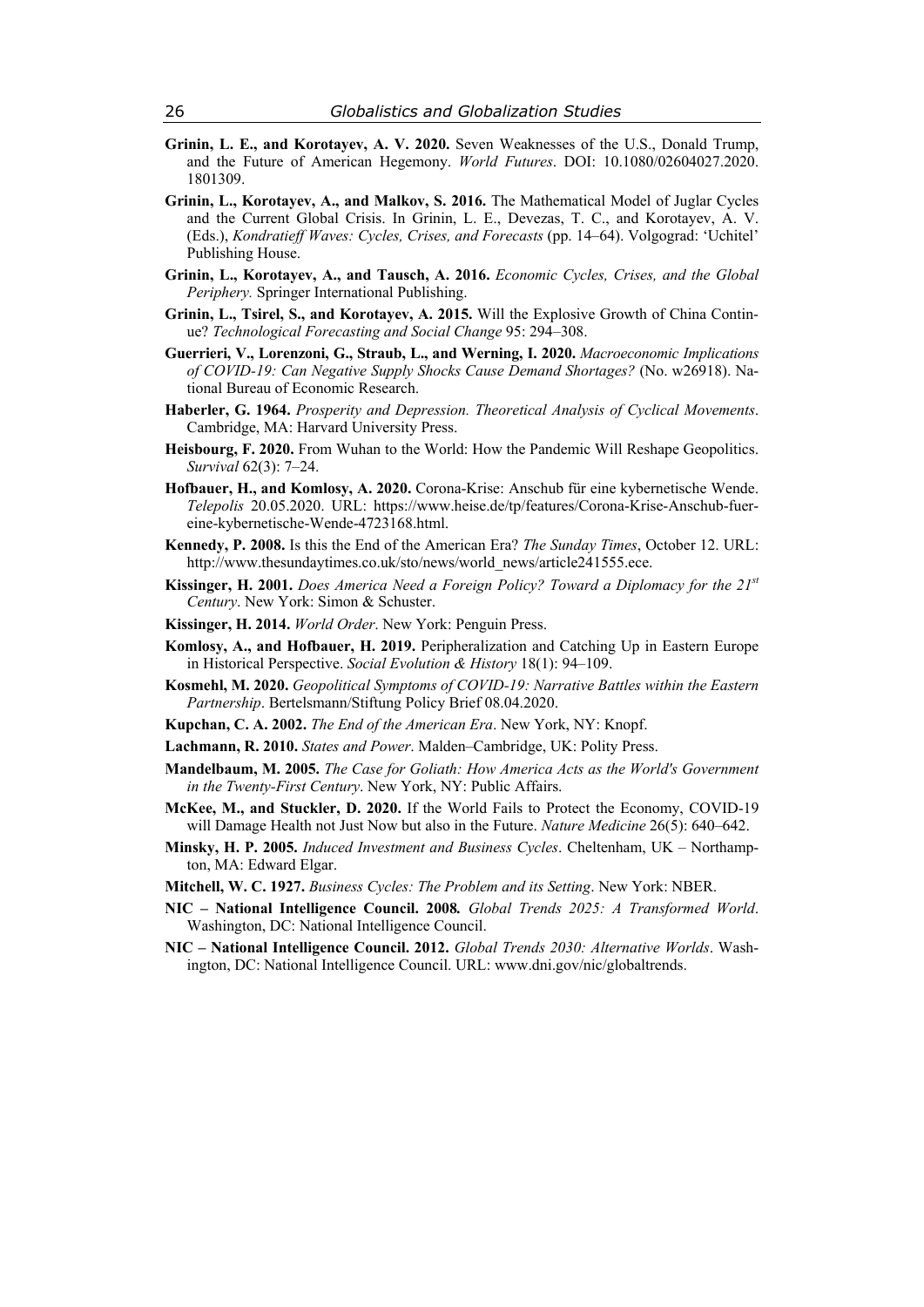**Grinin, L. E., and Korotayev, A. V. 2020.** Seven Weaknesses of the U.S., Donald Trump, and the Future of American Hegemony. *World Futures*. DOI: 10.1080/02604027.2020.1801309.

**Grinin, L., Korotayev, A., and Malkov, S. 2016.** The Mathematical Model of Juglar Cycles and the Current Global Crisis. In Grinin, L. E., Devezas, T. C., and Korotayev, A. V. (Eds.), *Kondratieff Waves: Cycles, Crises, and Forecasts* (pp. 14–64). Volgograd: 'Uchitel' Publishing House.

**Grinin, L., Korotayev, A., and Tausch, A. 2016.** *Economic Cycles, Crises, and the Global Periphery.* Springer International Publishing.

**Grinin, L., Tsirel, S., and Korotayev, A. 2015.** Will the Explosive Growth of China Continue? *Technological Forecasting and Social Change* 95: 294–308.

**Guerrieri, V., Lorenzoni, G., Straub, L., and Werning, I. 2020.** *Macroeconomic Implications of COVID-19: Can Negative Supply Shocks Cause Demand Shortages?* (No. w26918). National Bureau of Economic Research.

**Haberler, G. 1964.** *Prosperity and Depression. Theoretical Analysis of Cyclical Movements*. Cambridge, MA: Harvard University Press.

**Heisbourg, F. 2020.** From Wuhan to the World: How the Pandemic Will Reshape Geopolitics. *Survival* 62(3): 7–24.

**Hofbauer, H., and Komlosy, A. 2020.** Corona-Krise: Anschub für eine kybernetische Wende. *Telepolis* 20.05.2020. URL: https://www.heise.de/tp/features/Corona-Krise-Anschub-fuer-eine-kybernetische-Wende-4723168.html.

**Kennedy, P. 2008.** Is this the End of the American Era? *The Sunday Times*, October 12. URL: http://www.thesundaytimes.co.uk/sto/news/world_news/article241555.ece.

**Kissinger, H. 2001.** *Does America Need a Foreign Policy? Toward a Diplomacy for the 21st Century*. New York: Simon & Schuster.

**Kissinger, H. 2014.** *World Order*. New York: Penguin Press.

**Komlosy, A., and Hofbauer, H. 2019.** Peripheralization and Catching Up in Eastern Europe in Historical Perspective. *Social Evolution & History* 18(1): 94–109.

**Kosmehl, M. 2020.** *Geopolitical Symptoms of COVID-19: Narrative Battles within the Eastern Partnership*. Bertelsmann/Stiftung Policy Brief 08.04.2020.

**Kupchan, C. A. 2002.** *The End of the American Era*. New York, NY: Knopf.

**Lachmann, R. 2010.** *States and Power*. Malden–Cambridge, UK: Polity Press.

**Mandelbaum, M. 2005.** *The Case for Goliath: How America Acts as the World's Government in the Twenty-First Century*. New York, NY: Public Affairs.

**McKee, M., and Stuckler, D. 2020.** If the World Fails to Protect the Economy, COVID-19 will Damage Health not Just Now but also in the Future. *Nature Medicine* 26(5): 640–642.

**Minsky, H. P. 2005.** *Induced Investment and Business Cycles*. Cheltenham, UK – Northampton, MA: Edward Elgar.

**Mitchell, W. C. 1927.** *Business Cycles: The Problem and its Setting*. New York: NBER.

**NIC – National Intelligence Council. 2008.** *Global Trends 2025: A Transformed World*. Washington, DC: National Intelligence Council.

**NIC – National Intelligence Council. 2012.** *Global Trends 2030: Alternative Worlds*. Washington, DC: National Intelligence Council. URL: www.dni.gov/nic/globaltrends.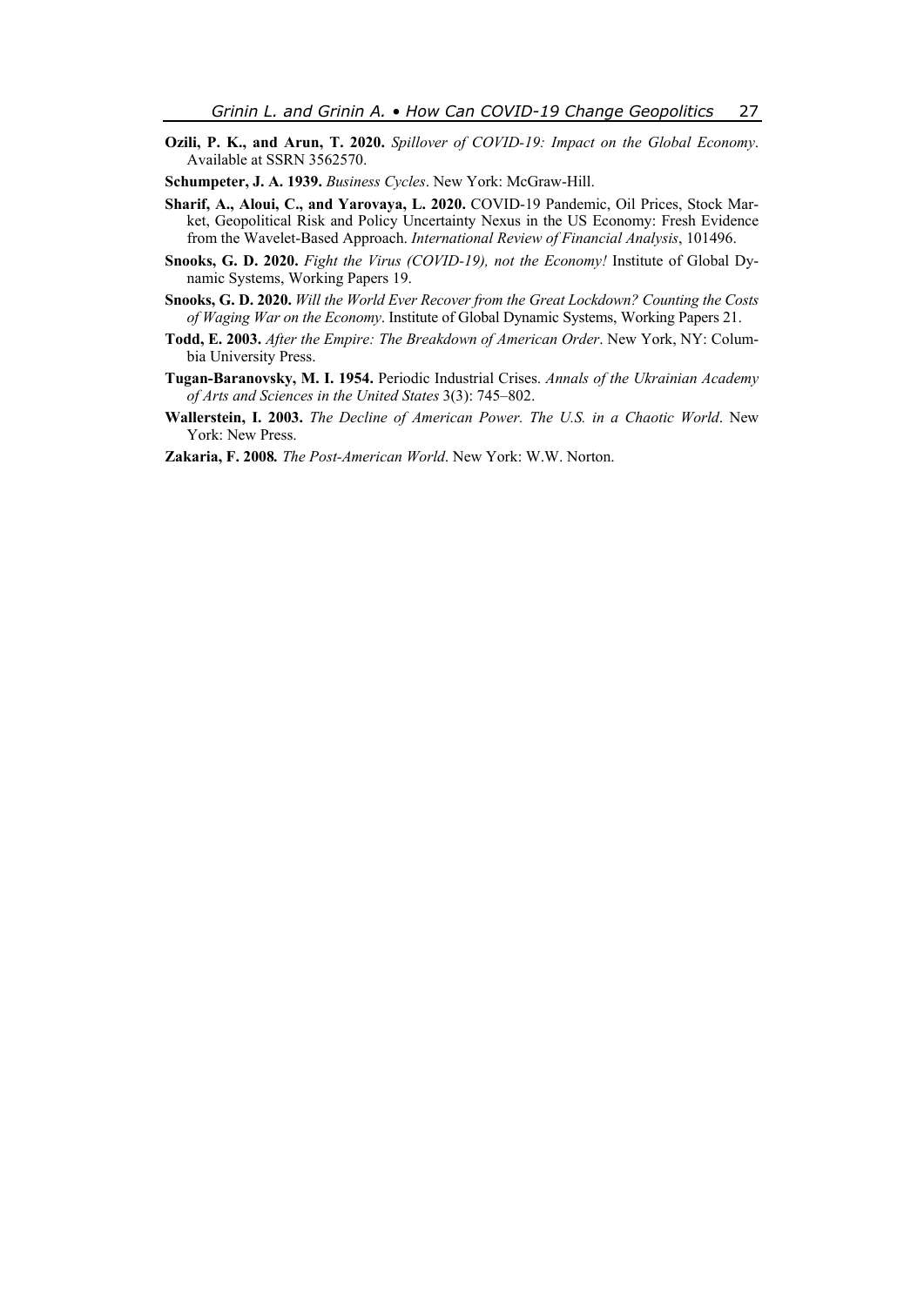**Ozili, P. K., and Arun, T. 2020.** *Spillover of COVID-19: Impact on the Global Economy*. Available at SSRN 3562570.

**Schumpeter, J. A. 1939.** *Business Cycles*. New York: McGraw-Hill.

**Sharif, A., Aloui, C., and Yarovaya, L. 2020.** COVID-19 Pandemic, Oil Prices, Stock Market, Geopolitical Risk and Policy Uncertainty Nexus in the US Economy: Fresh Evidence from the Wavelet-Based Approach. *International Review of Financial Analysis*, 101496.

**Snooks, G. D. 2020.** *Fight the Virus (COVID-19), not the Economy!* Institute of Global Dynamic Systems, Working Papers 19.

**Snooks, G. D. 2020.** *Will the World Ever Recover from the Great Lockdown? Counting the Costs of Waging War on the Economy*. Institute of Global Dynamic Systems, Working Papers 21.

**Todd, E. 2003.** *After the Empire: The Breakdown of American Order*. New York, NY: Columbia University Press.

**Tugan-Baranovsky, M. I. 1954.** Periodic Industrial Crises. *Annals of the Ukrainian Academy of Arts and Sciences in the United States* 3(3): 745–802.

**Wallerstein, I. 2003.** *The Decline of American Power. The U.S. in a Chaotic World*. New York: New Press.

**Zakaria, F. 2008.** *The Post-American World*. New York: W.W. Norton.